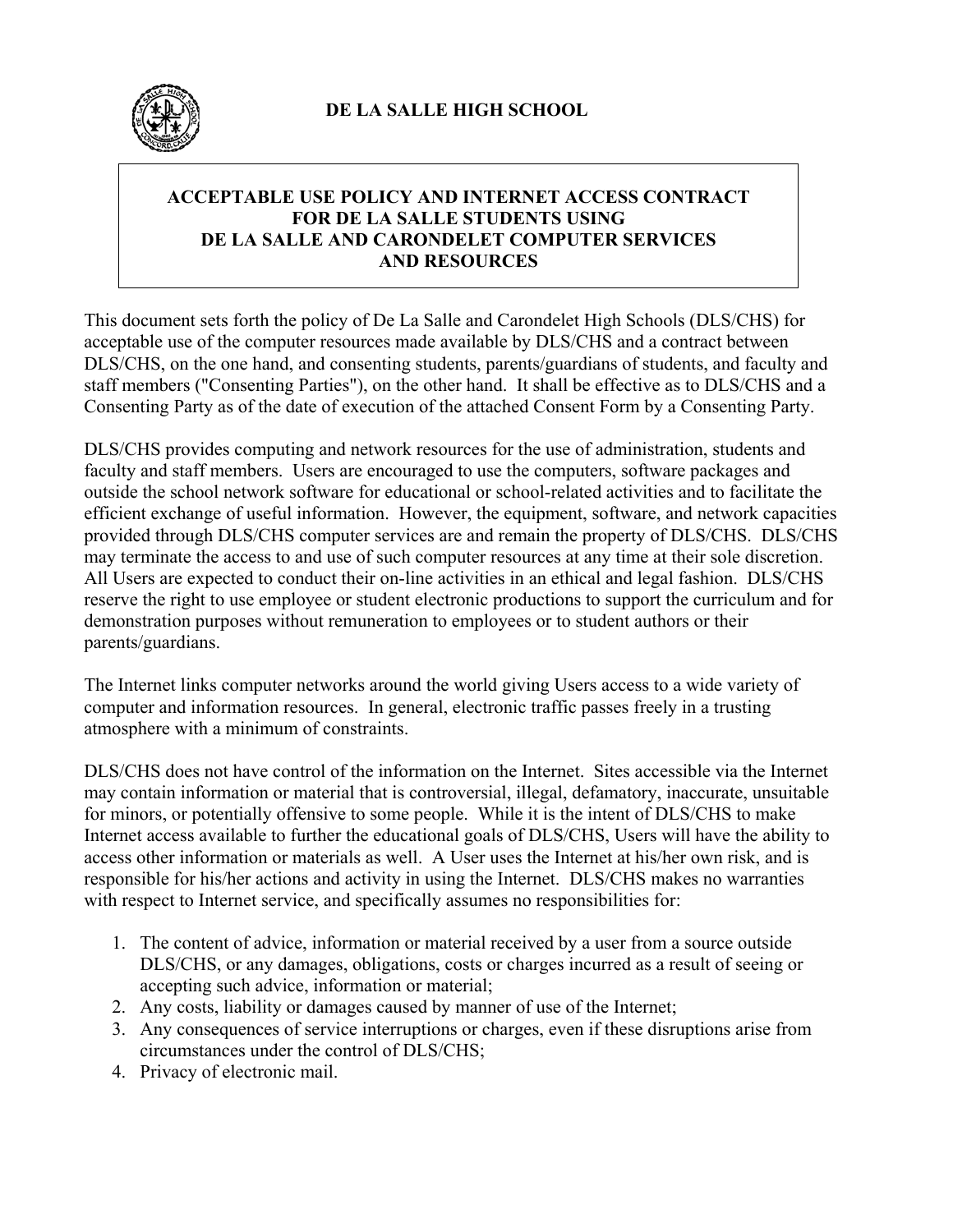# DE LA SALLE HIGH SCHOOL

## ACCEPTABLE USE POLICY AND INTERNET ACCESS CONTRACT FOR DE LA SALLE STUDENTS USING DE LA SALLE AND CARONDELET COMPUTER SERVICES AND RESOURCES

This document sets forth the policy of De La Salle and Carondelet High Schools (DLS/CHS) for acceptable use of the computer resources made available by DLS/CHS and a contract between DLS/CHS, on the one hand, and consenting students, parents/guardians of students, and faculty and staff members ("Consenting Parties"), on the other hand. It shall be effective as to DLS/CHS and a Consenting Party as of the date of execution of the attached Consent Form by a Consenting Party.

DLS/CHS provides computing and network resources for the use of administration, students and faculty and staff members. Users are encouraged to use the computers, software packages and outside the school network software for educational or school-related activities and to facilitate the efficient exchange of useful information. However, the equipment, software, and network capacities provided through DLS/CHS computer services are and remain the property of DLS/CHS. DLS/CHS may terminate the access to and use of such computer resources at any time at their sole discretion. All Users are expected to conduct their on-line activities in an ethical and legal fashion. DLS/CHS reserve the right to use employee or student electronic productions to support the curriculum and for demonstration purposes without remuneration to employees or to student authors or their parents/guardians.

The Internet links computer networks around the world giving Users access to a wide variety of computer and information resources. In general, electronic traffic passes freely in a trusting atmosphere with a minimum of constraints.

DLS/CHS does not have control of the information on the Internet. Sites accessible via the Internet may contain information or material that is controversial, illegal, defamatory, inaccurate, unsuitable for minors, or potentially offensive to some people. While it is the intent of DLS/CHS to make Internet access available to further the educational goals of DLS/CHS, Users will have the ability to access other information or materials as well. A User uses the Internet at his/her own risk, and is responsible for his/her actions and activity in using the Internet. DLS/CHS makes no warranties with respect to Internet service, and specifically assumes no responsibilities for:

1. The content of advice, information or material received by a user from a source outside DLS/CHS, or any damages, obligations, costs or charges incurred as a result of seeing or accepting such advice, information or material;
2. Any costs, liability or damages caused by manner of use of the Internet;
3. Any consequences of service interruptions or charges, even if these disruptions arise from circumstances under the control of DLS/CHS;
4. Privacy of electronic mail.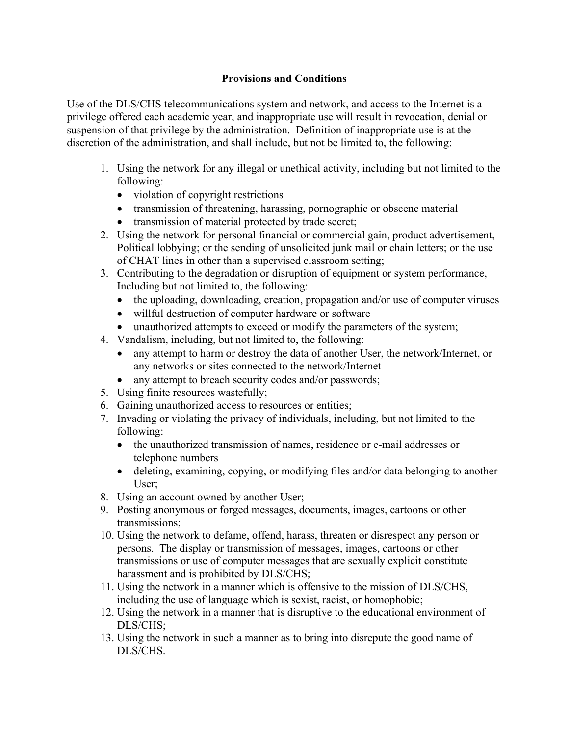**Provisions and Conditions**

Use of the DLS/CHS telecommunications system and network, and access to the Internet is a privilege offered each academic year, and inappropriate use will result in revocation, denial or suspension of that privilege by the administration. Definition of inappropriate use is at the discretion of the administration, and shall include, but not be limited to, the following:

1. Using the network for any illegal or unethical activity, including but not limited to the following:
   - violation of copyright restrictions
   - transmission of threatening, harassing, pornographic or obscene material
   - transmission of material protected by trade secret;
2. Using the network for personal financial or commercial gain, product advertisement, Political lobbying; or the sending of unsolicited junk mail or chain letters; or the use of CHAT lines in other than a supervised classroom setting;
3. Contributing to the degradation or disruption of equipment or system performance, Including but not limited to, the following:
   - the uploading, downloading, creation, propagation and/or use of computer viruses
   - willful destruction of computer hardware or software
   - unauthorized attempts to exceed or modify the parameters of the system;
4. Vandalism, including, but not limited to, the following:
   - any attempt to harm or destroy the data of another User, the network/Internet, or any networks or sites connected to the network/Internet
   - any attempt to breach security codes and/or passwords;
5. Using finite resources wastefully;
6. Gaining unauthorized access to resources or entities;
7. Invading or violating the privacy of individuals, including, but not limited to the following:
   - the unauthorized transmission of names, residence or e-mail addresses or telephone numbers
   - deleting, examining, copying, or modifying files and/or data belonging to another User;
8. Using an account owned by another User;
9. Posting anonymous or forged messages, documents, images, cartoons or other transmissions;
10. Using the network to defame, offend, harass, threaten or disrespect any person or persons. The display or transmission of messages, images, cartoons or other transmissions or use of computer messages that are sexually explicit constitute harassment and is prohibited by DLS/CHS;
11. Using the network in a manner which is offensive to the mission of DLS/CHS, including the use of language which is sexist, racist, or homophobic;
12. Using the network in a manner that is disruptive to the educational environment of DLS/CHS;
13. Using the network in such a manner as to bring into disrepute the good name of DLS/CHS.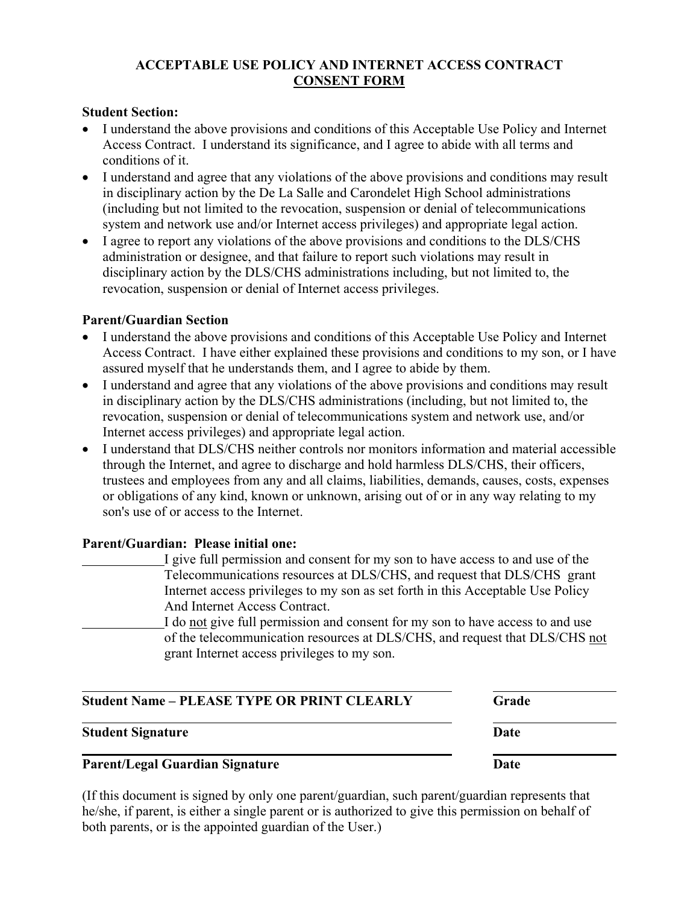## ACCEPTABLE USE POLICY AND INTERNET ACCESS CONTRACT
## CONSENT FORM

**Student Section:**

- I understand the above provisions and conditions of this Acceptable Use Policy and Internet Access Contract. I understand its significance, and I agree to abide with all terms and conditions of it.
- I understand and agree that any violations of the above provisions and conditions may result in disciplinary action by the De La Salle and Carondelet High School administrations (including but not limited to the revocation, suspension or denial of telecommunications system and network use and/or Internet access privileges) and appropriate legal action.
- I agree to report any violations of the above provisions and conditions to the DLS/CHS administration or designee, and that failure to report such violations may result in disciplinary action by the DLS/CHS administrations including, but not limited to, the revocation, suspension or denial of Internet access privileges.

**Parent/Guardian Section**

- I understand the above provisions and conditions of this Acceptable Use Policy and Internet Access Contract. I have either explained these provisions and conditions to my son, or I have assured myself that he understands them, and I agree to abide by them.
- I understand and agree that any violations of the above provisions and conditions may result in disciplinary action by the DLS/CHS administrations (including, but not limited to, the revocation, suspension or denial of telecommunications system and network use, and/or Internet access privileges) and appropriate legal action.
- I understand that DLS/CHS neither controls nor monitors information and material accessible through the Internet, and agree to discharge and hold harmless DLS/CHS, their officers, trustees and employees from any and all claims, liabilities, demands, causes, costs, expenses or obligations of any kind, known or unknown, arising out of or in any way relating to my son's use of or access to the Internet.

**Parent/Guardian: Please initial one:**

\_\_\_\_\_\_\_\_\_\_\_\_ I give full permission and consent for my son to have access to and use of the Telecommunications resources at DLS/CHS, and request that DLS/CHS grant Internet access privileges to my son as set forth in this Acceptable Use Policy And Internet Access Contract.

\_\_\_\_\_\_\_\_\_\_\_\_ I do <u>not</u> give full permission and consent for my son to have access to and use of the telecommunication resources at DLS/CHS, and request that DLS/CHS <u>not</u> grant Internet access privileges to my son.

\_\_\_\_\_\_\_\_\_\_\_\_\_\_\_\_\_\_\_\_\_\_\_\_\_\_\_\_\_\_\_\_\_\_\_\_\_\_\_\_ \_\_\_\_\_\_\_\_\_\_\_\_\_\_\_\_
**Student Name – PLEASE TYPE OR PRINT CLEARLY** **Grade**

\_\_\_\_\_\_\_\_\_\_\_\_\_\_\_\_\_\_\_\_\_\_\_\_\_\_\_\_\_\_\_\_\_\_\_\_\_\_\_\_ \_\_\_\_\_\_\_\_\_\_\_\_\_\_\_\_
**Student Signature** **Date**

\_\_\_\_\_\_\_\_\_\_\_\_\_\_\_\_\_\_\_\_\_\_\_\_\_\_\_\_\_\_\_\_\_\_\_\_\_\_\_\_ \_\_\_\_\_\_\_\_\_\_\_\_\_\_\_\_
**Parent/Legal Guardian Signature** **Date**

(If this document is signed by only one parent/guardian, such parent/guardian represents that he/she, if parent, is either a single parent or is authorized to give this permission on behalf of both parents, or is the appointed guardian of the User.)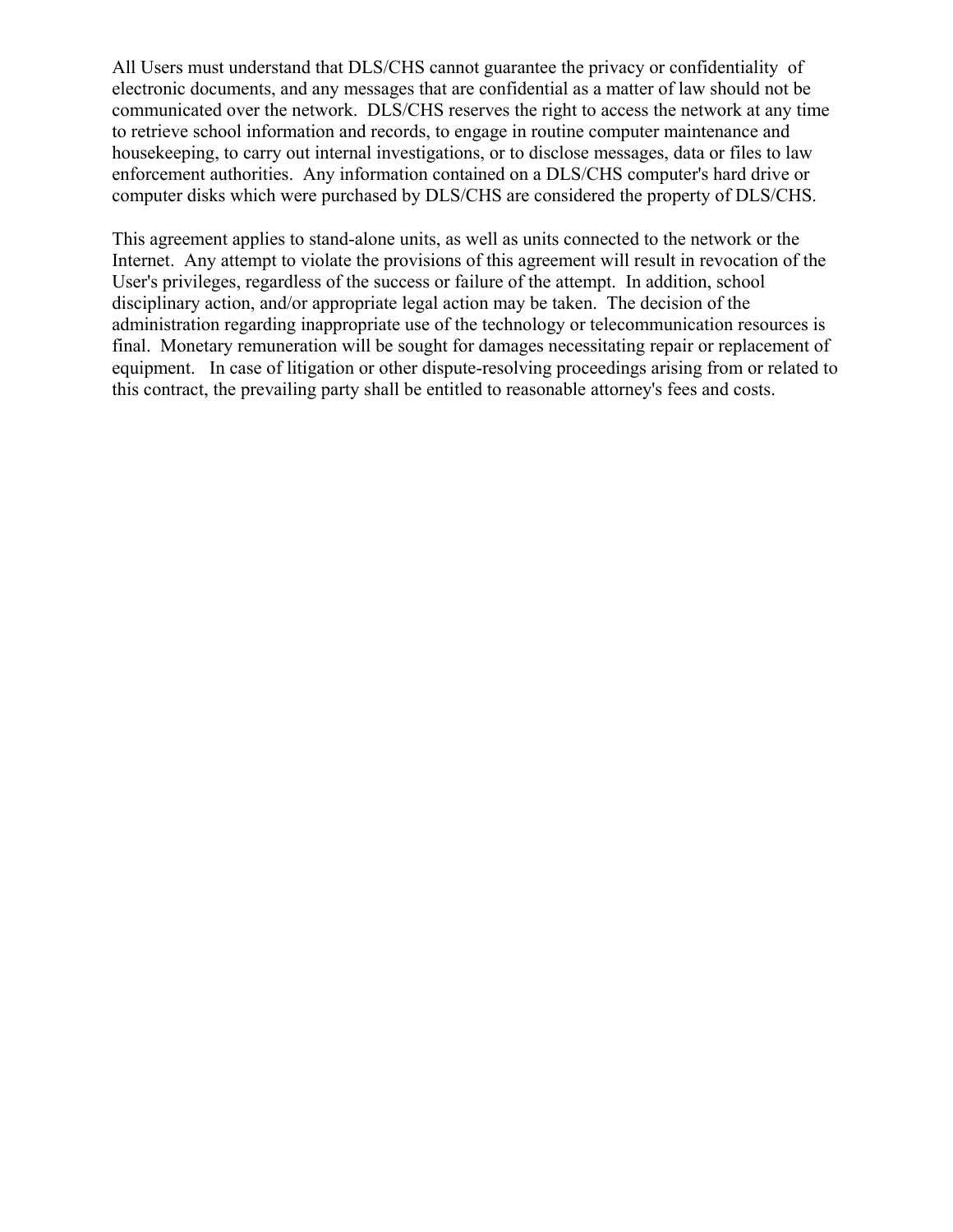All Users must understand that DLS/CHS cannot guarantee the privacy or confidentiality of electronic documents, and any messages that are confidential as a matter of law should not be communicated over the network. DLS/CHS reserves the right to access the network at any time to retrieve school information and records, to engage in routine computer maintenance and housekeeping, to carry out internal investigations, or to disclose messages, data or files to law enforcement authorities. Any information contained on a DLS/CHS computer's hard drive or computer disks which were purchased by DLS/CHS are considered the property of DLS/CHS.

This agreement applies to stand-alone units, as well as units connected to the network or the Internet. Any attempt to violate the provisions of this agreement will result in revocation of the User's privileges, regardless of the success or failure of the attempt. In addition, school disciplinary action, and/or appropriate legal action may be taken. The decision of the administration regarding inappropriate use of the technology or telecommunication resources is final. Monetary remuneration will be sought for damages necessitating repair or replacement of equipment. In case of litigation or other dispute-resolving proceedings arising from or related to this contract, the prevailing party shall be entitled to reasonable attorney's fees and costs.